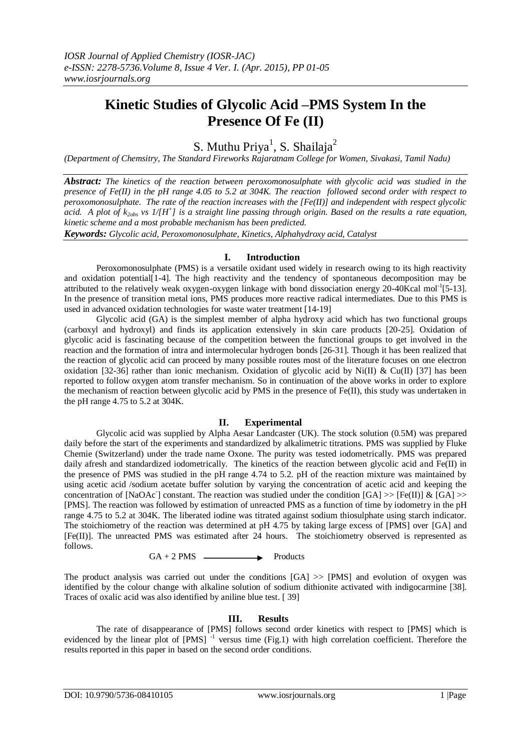# Kinetic Studies of Glycolic Acid –PMS System In the Presence Of Fe (II)

S. Muthu Priya[1], S. Shailaja[2]

*(Department of Chemsitry, The Standard Fireworks Rajaratnam College for Women, Sivakasi, Tamil Nadu)*

***Abstract:** The kinetics of the reaction between peroxomonosulphate with glycolic acid was studied in the presence of Fe(II) in the pH range 4.05 to 5.2 at 304K. The reaction followed second order with respect to peroxomonosulphate. The rate of the reaction increases with the [Fe(II)] and independent with respect glycolic acid. A plot of $k_{2obs}$ vs $1/[H^+]$ is a straight line passing through origin. Based on the results a rate equation, kinetic scheme and a most probable mechanism has been predicted.*

***Keywords:** Glycolic acid, Peroxomonosulphate, Kinetics, Alphahydroxy acid, Catalyst*

## I. Introduction

Peroxomonosulphate (PMS) is a versatile oxidant used widely in research owing to its high reactivity and oxidation potential[1-4]. The high reactivity and the tendency of spontaneous decomposition may be attributed to the relatively weak oxygen-oxygen linkage with bond dissociation energy 20-40Kcal $mol^{-1}$[5-13]. In the presence of transition metal ions, PMS produces more reactive radical intermediates. Due to this PMS is used in advanced oxidation technologies for waste water treatment [14-19]

Glycolic acid (GA) is the simplest member of alpha hydroxy acid which has two functional groups (carboxyl and hydroxyl) and finds its application extensively in skin care products [20-25]. Oxidation of glycolic acid is fascinating because of the competition between the functional groups to get involved in the reaction and the formation of intra and intermolecular hydrogen bonds [26-31]. Though it has been realized that the reaction of glycolic acid can proceed by many possible routes most of the literature focuses on one electron oxidation [32-36] rather than ionic mechanism. Oxidation of glycolic acid by Ni(II) & Cu(II) [37] has been reported to follow oxygen atom transfer mechanism. So in continuation of the above works in order to explore the mechanism of reaction between glycolic acid by PMS in the presence of Fe(II), this study was undertaken in the pH range 4.75 to 5.2 at 304K.

## II. Experimental

Glycolic acid was supplied by Alpha Aesar Landcaster (UK). The stock solution (0.5M) was prepared daily before the start of the experiments and standardized by alkalimetric titrations. PMS was supplied by Fluke Chemie (Switzerland) under the trade name Oxone. The purity was tested iodometrically. PMS was prepared daily afresh and standardized iodometrically. The kinetics of the reaction between glycolic acid and Fe(II) in the presence of PMS was studied in the pH range 4.74 to 5.2. pH of the reaction mixture was maintained by using acetic acid /sodium acetate buffer solution by varying the concentration of acetic acid and keeping the concentration of [$NaOAc^-$] constant. The reaction was studied under the condition [GA] >> [Fe(II)] & [GA] >> [PMS]. The reaction was followed by estimation of unreacted PMS as a function of time by iodometry in the pH range 4.75 to 5.2 at 304K. The liberated iodine was titrated against sodium thiosulphate using starch indicator. The stoichiometry of the reaction was determined at pH 4.75 by taking large excess of [PMS] over [GA] and [Fe(II)]. The unreacted PMS was estimated after 24 hours. The stoichiometry observed is represented as follows.

$$GA + 2\ PMS \longrightarrow Products$$

The product analysis was carried out under the conditions [GA] >> [PMS] and evolution of oxygen was identified by the colour change with alkaline solution of sodium dithionite activated with indigocarmine [38]. Traces of oxalic acid was also identified by aniline blue test. [ 39]

## III. Results

The rate of disappearance of [PMS] follows second order kinetics with respect to [PMS] which is evidenced by the linear plot of $[PMS]^{-1}$ versus time (Fig.1) with high correlation coefficient. Therefore the results reported in this paper in based on the second order conditions.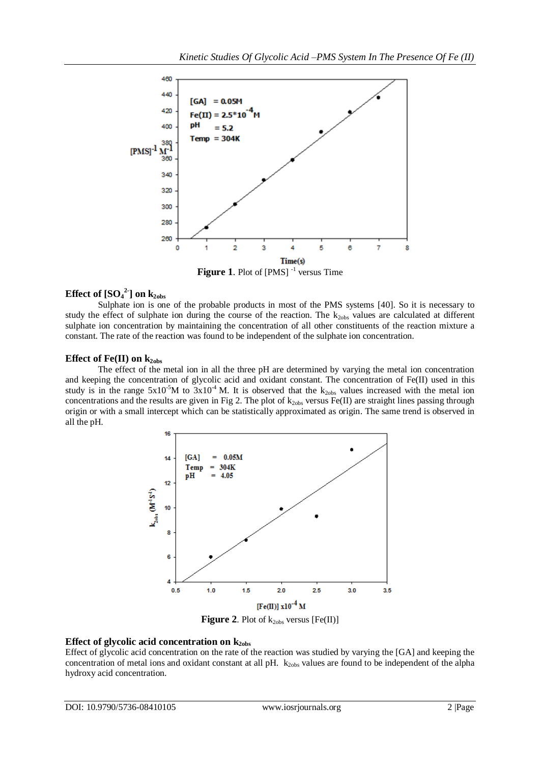[GA] = 0.05M
Fe(II) = 2.5*10$^{-4}$M
pH = 5.2
Temp = 304K

$[PMS]^{-1}$ $M^{-1}$

460
440
420
400
380
360
340
320
300
280
260

0 1 2 3 4 5 6 7 8

Time(s)

**Figure 1**. Plot of $[PMS]^{-1}$ versus Time

### Effect of $[SO_4^{2-}]$ on $k_{2obs}$

Sulphate ion is one of the probable products in most of the PMS systems [40]. So it is necessary to study the effect of sulphate ion during the course of the reaction. The $k_{2obs}$ values are calculated at different sulphate ion concentration by maintaining the concentration of all other constituents of the reaction mixture a constant. The rate of the reaction was found to be independent of the sulphate ion concentration.

### Effect of Fe(II) on $k_{2obs}$

The effect of the metal ion in all the three pH are determined by varying the metal ion concentration and keeping the concentration of glycolic acid and oxidant constant. The concentration of Fe(II) used in this study is in the range $5x10^{-5}$M to $3x10^{-4}$ M. It is observed that the $k_{2obs}$ values increased with the metal ion concentrations and the results are given in Fig 2. The plot of $k_{2obs}$ versus Fe(II) are straight lines passing through origin or with a small intercept which can be statistically approximated as origin. The same trend is observed in all the pH.

[GA] = 0.05M
Temp = 304K
pH = 4.05

$k_{2obs}$ ($M^{-1}S^{-1}$)

16
14
12
10
8
6
4

0.5 1.0 1.5 2.0 2.5 3.0 3.5

[Fe(II)] x10$^{-4}$ M

**Figure 2**. Plot of $k_{2obs}$ versus [Fe(II)]

### Effect of glycolic acid concentration on $k_{2obs}$

Effect of glycolic acid concentration on the rate of the reaction was studied by varying the [GA] and keeping the concentration of metal ions and oxidant constant at all pH. $k_{2obs}$ values are found to be independent of the alpha hydroxy acid concentration.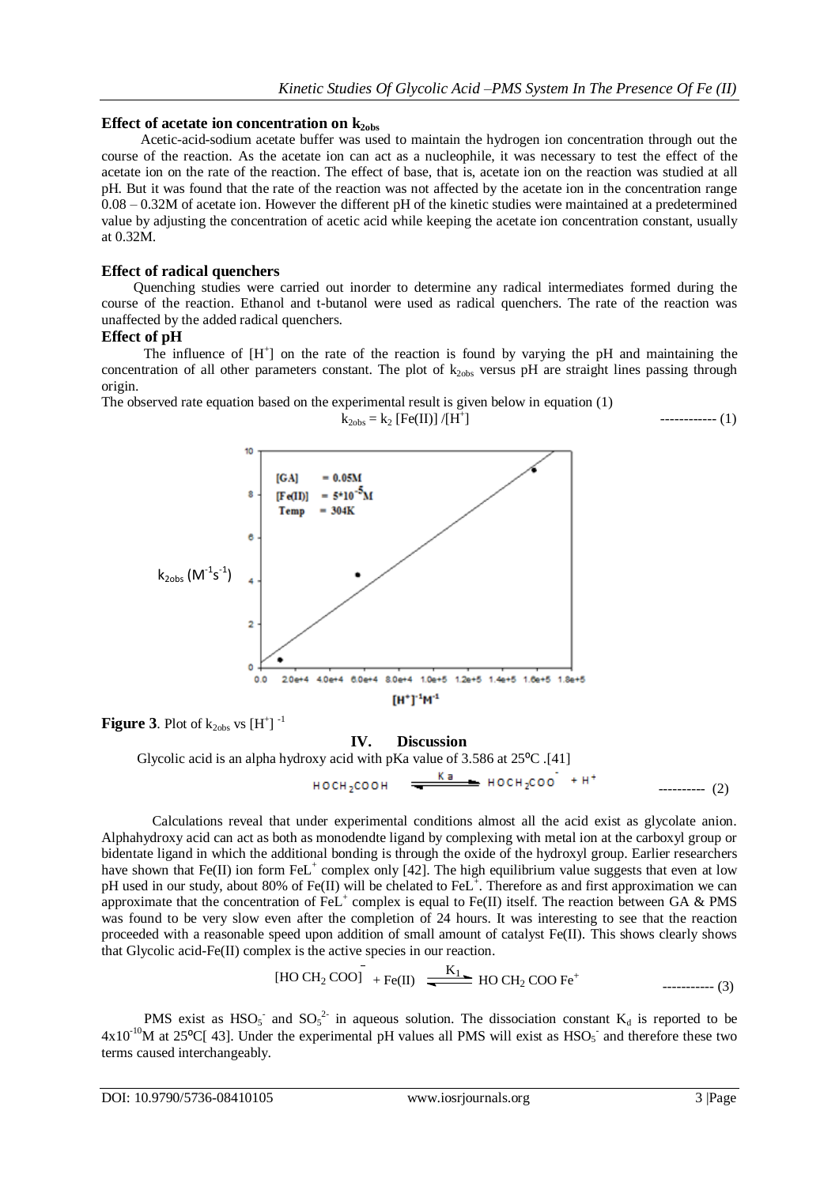### Effect of acetate ion concentration on $k_{2obs}$

Acetic-acid-sodium acetate buffer was used to maintain the hydrogen ion concentration through out the course of the reaction. As the acetate ion can act as a nucleophile, it was necessary to test the effect of the acetate ion on the rate of the reaction. The effect of base, that is, acetate ion on the reaction was studied at all pH. But it was found that the rate of the reaction was not affected by the acetate ion in the concentration range 0.08 – 0.32M of acetate ion. However the different pH of the kinetic studies were maintained at a predetermined value by adjusting the concentration of acetic acid while keeping the acetate ion concentration constant, usually at 0.32M.

### Effect of radical quenchers

Quenching studies were carried out inorder to determine any radical intermediates formed during the course of the reaction. Ethanol and t-butanol were used as radical quenchers. The rate of the reaction was unaffected by the added radical quenchers.

### Effect of pH

The influence of $[H^+]$ on the rate of the reaction is found by varying the pH and maintaining the concentration of all other parameters constant. The plot of $k_{2obs}$ versus pH are straight lines passing through origin.

The observed rate equation based on the experimental result is given below in equation (1)

$$k_{2obs} = k_2 [Fe(II)] / [H^+] \quad \text{------------ (1)}$$

[GA] = 0.05M
[Fe(II)] = 5*10^-5 M
Temp = 304K

$k_{2obs}$ ($M^{-1}s^{-1}$)

0.0 2.0e+4 4.0e+4 6.0e+4 8.0e+4 1.0e+5 1.2e+5 1.4e+5 1.6e+5 1.8e+5

$[H^+]^{-1}M^{-1}$

**Figure 3**. Plot of $k_{2obs}$ vs $[H^+]^{-1}$

## IV. Discussion

Glycolic acid is an alpha hydroxy acid with pKa value of 3.586 at 25⁰C .[41]

$$HOCH_2COOH \overset{Ka}{\rightleftharpoons} HOCH_2COO^- + H^+ \quad \text{---------- (2)}$$

Calculations reveal that under experimental conditions almost all the acid exist as glycolate anion. Alphahydroxy acid can act as both as monodendte ligand by complexing with metal ion at the carboxyl group or bidentate ligand in which the additional bonding is through the oxide of the hydroxyl group. Earlier researchers have shown that Fe(II) ion form $FeL^+$ complex only [42]. The high equilibrium value suggests that even at low pH used in our study, about 80% of Fe(II) will be chelated to $FeL^+$. Therefore as and first approximation we can approximate that the concentration of $FeL^+$ complex is equal to Fe(II) itself. The reaction between GA & PMS was found to be very slow even after the completion of 24 hours. It was interesting to see that the reaction proceeded with a reasonable speed upon addition of small amount of catalyst Fe(II). This shows clearly shows that Glycolic acid-Fe(II) complex is the active species in our reaction.

$$[HO\,CH_2\,COO]^- + Fe(II) \overset{K_1}{\rightleftharpoons} HO\,CH_2\,COO\,Fe^+ \quad \text{----------- (3)}$$

PMS exist as $HSO_5^-$ and $SO_5^{2-}$ in aqueous solution. The dissociation constant $K_d$ is reported to be $4x10^{-10}$M at 25⁰C[ 43]. Under the experimental pH values all PMS will exist as $HSO_5^-$ and therefore these two terms caused interchangeably.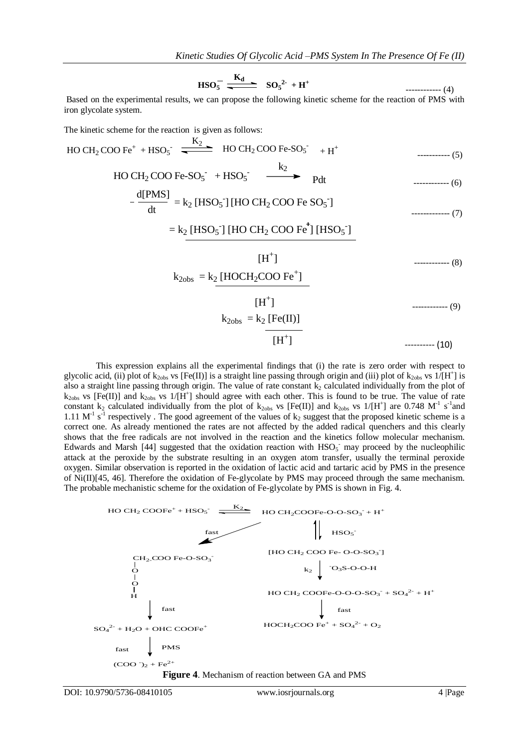$$HSO_5^- \underset{}{\overset{K_d}{\rightleftharpoons}} SO_5^{2-} + H^+ \quad \text{------------ (4)}$$

Based on the experimental results, we can propose the following kinetic scheme for the reaction of PMS with iron glycolate system.

The kinetic scheme for the reaction is given as follows:

$$HO\,CH_2\,COO\,Fe^+ + HSO_5^- \overset{K_2}{\rightleftharpoons} HO\,CH_2\,COO\,Fe\text{-}SO_5^- + H^+ \quad \text{----------- (5)}$$

$$HO\,CH_2\,COO\,Fe\text{-}SO_5^- + HSO_5^- \xrightarrow{k_2} Pdt \quad \text{------------ (6)}$$

$$-\frac{d[PMS]}{dt} = k_2\,[HSO_5^-]\,[HO\,CH_2\,COO\,Fe\,SO_5^-] \quad \text{------------- (7)}$$

$$= k_2\,[HSO_5^-]\,\frac{[HO\,CH_2\,COO\,Fe^+]\,[HSO_5^-]}{[H^+]} \quad \text{------------ (8)}$$

$$k_{2obs} = k_2\,\frac{[HOCH_2COO\,Fe^+]}{[H^+]} \quad \text{------------ (9)}$$

$$k_{2obs} = k_2\,\frac{[Fe(II)]}{[H^+]} \quad \text{---------- (10)}$$

This expression explains all the experimental findings that (i) the rate is zero order with respect to glycolic acid, (ii) plot of $k_{2obs}$ vs [Fe(II)] is a straight line passing through origin and (iii) plot of $k_{2obs}$ vs $1/[H^+]$ is also a straight line passing through origin. The value of rate constant $k_2$ calculated individually from the plot of $k_{2obs}$ vs [Fe(II)] and $k_{2obs}$ vs $1/[H^+]$ should agree with each other. This is found to be true. The value of rate constant $k_2$ calculated individually from the plot of $k_{2obs}$ vs [Fe(II)] and $k_{2obs}$ vs $1/[H^+]$ are 0.748 $M^{-1}\,s^{-1}$and 1.11 $M^{-1}\,s^{-1}$ respectively . The good agreement of the values of $k_2$ suggest that the proposed kinetic scheme is a correct one. As already mentioned the rates are not affected by the added radical quenchers and this clearly shows that the free radicals are not involved in the reaction and the kinetics follow molecular mechanism. Edwards and Marsh [44] suggested that the oxidation reaction with $HSO_5^-$ may proceed by the nucleophilic attack at the peroxide by the substrate resulting in an oxygen atom transfer, usually the terminal peroxide oxygen. Similar observation is reported in the oxidation of lactic acid and tartaric acid by PMS in the presence of Ni(II)[45, 46]. Therefore the oxidation of Fe-glycolate by PMS may proceed through the same mechanism. The probable mechanistic scheme for the oxidation of Fe-glycolate by PMS is shown in Fig. 4.

HO CH₂ COOFe⁺ + HSO₅⁻ ⇌(K₂) HO CH₂COOFe-O-O-SO₃⁻ + H⁺

fast

CH₂ COO Fe-O-SO₃⁻ | O | O | H

fast

SO₄²⁻ + H₂O + OHC COOFe⁺

fast PMS

(COO⁻)₂ + Fe²⁺

HSO₅⁻

[HO CH₂ COO Fe- O-O-SO₃⁻]

k₂ ⁻O₃S-O-O-H

HO CH₂ COOFe-O-O-O-SO₃⁻ + SO₄²⁻ + H⁺

fast

HOCH₂COO Fe⁺ + SO₄²⁻ + O₂

**Figure 4**. Mechanism of reaction between GA and PMS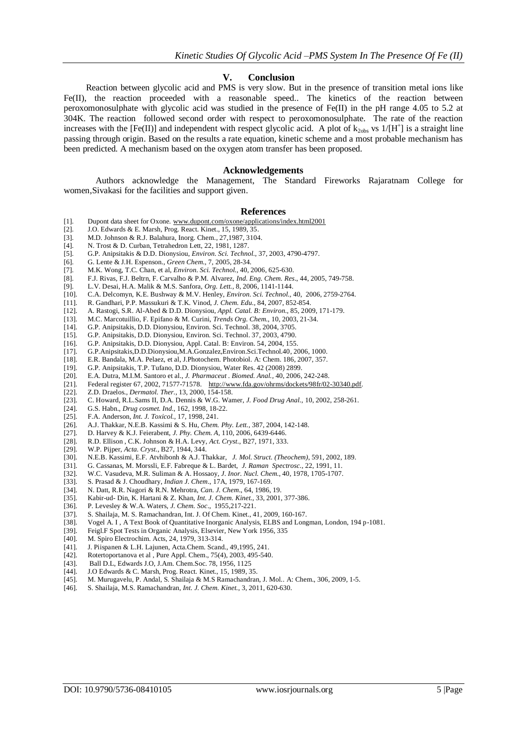## V. Conclusion

Reaction between glycolic acid and PMS is very slow. But in the presence of transition metal ions like Fe(II), the reaction proceeded with a reasonable speed.. The kinetics of the reaction between peroxomonosulphate with glycolic acid was studied in the presence of Fe(II) in the pH range 4.05 to 5.2 at 304K. The reaction followed second order with respect to peroxomonosulphate. The rate of the reaction increases with the [Fe(II)] and independent with respect glycolic acid. A plot of $k_{2obs}$ vs $1/[H^+]$ is a straight line passing through origin. Based on the results a rate equation, kinetic scheme and a most probable mechanism has been predicted. A mechanism based on the oxygen atom transfer has been proposed.

## Acknowledgements

Authors acknowledge the Management, The Standard Fireworks Rajaratnam College for women,Sivakasi for the facilities and support given.

## References

[1]. Dupont data sheet for Oxone. www.dupont.com/oxone/applications/index.html2001
[2]. J.O. Edwards & E. Marsh, Prog. React. Kinet., 15, 1989, 35.
[3]. M.D. Johnson & R.J. Balahura, Inorg. Chem., 27,1987, 3104.
[4]. N. Trost & D. Curban, Tetrahedron Lett, 22, 1981, 1287.
[5]. G.P. Anipsitakis & D.D. Dionysiou, *Environ. Sci. Technol.*, 37, 2003, 4790-4797.
[6]. G. Lente & J.H. Espenson., *Green Chem.*, 7, 2005, 28-34.
[7]. M.K. Wong, T.C. Chan, et al, *Environ. Sci. Technol.*, 40, 2006, 625-630.
[8]. F.J. Rivas, F.J. Beltrn, F. Carvalho & P.M. Alvarez, *Ind. Eng. Chem. Res*., 44, 2005, 749-758.
[9]. L.V. Desai, H.A. Malik & M.S. Sanfora, *Org. Lett.*, 8, 2006, 1141-1144.
[10]. C.A. Delcomyn, K.E. Bushway & M.V. Henley, *Environ. Sci. Technol.*, 40, 2006, 2759-2764.
[11]. R. Gandhari, P.P. Massukuri & T.K. Vinod, *J. Chem. Edu.*, 84, 2007, 852-854.
[12]. A. Rastogi, S.R. Al-Abed & D.D. Dionysiou, *Appl. Catal. B: Environ.*, 85, 2009, 171-179.
[13]. M.C. Marcotuillio, F. Epifano & M. Curini, *Trends Org. Chem.*, 10, 2003, 21-34.
[14]. G.P. Anipsitakis, D.D. Dionysiou, Environ. Sci. Technol. 38, 2004, 3705.
[15]. G.P. Anipsitakis, D.D. Dionysiou, Environ. Sci. Technol. 37, 2003, 4790.
[16]. G.P. Anipsitakis, D.D. Dionysiou, Appl. Catal. B: Environ. 54, 2004, 155.
[17]. G.P.Anipsitakis,D.D.Dionysiou,M.A.Gonzalez,Environ.Sci.Technol.40, 2006, 1000.
[18]. E.R. Bandala, M.A. Pelaez, et al, J.Photochem. Photobiol. A: Chem. 186, 2007, 357.
[19]. G.P. Anipsitakis, T.P. Tufano, D.D. Dionysiou, Water Res. 42 (2008) 2899.
[20]. E.A. Dutra, M.I.M. Santoro et al., *J. Pharmaceut . Biomed. Anal.*, 40, 2006, 242-248.
[21]. Federal register 67, 2002, 71577-71578. http://www.fda.gov/ohrms/dockets/98fr/02-30340.pdf.
[22]. Z.D. Draelos., *Dermatol. Ther.*, 13, 2000, 154-158.
[23]. C. Howard, R.L.Sams II, D.A. Dennis & W.G. Wamer, *J. Food Drug Anal.*, 10, 2002, 258-261.
[24]. G.S. Habn., *Drug cosmet. Ind.*, 162, 1998, 18-22.
[25]. F.A. Anderson, *Int. J. Toxicol.*, 17, 1998, 241.
[26]. A.J. Thakkar, N.E.B. Kassimi & S. Hu, *Chem. Phy. Lett.*, 387, 2004, 142-148.
[27]. D. Harvey & K.J. Feierabent, *J. Phy. Chem. A*, 110, 2006, 6439-6446.
[28]. R.D. Ellison , C.K. Johnson & H.A. Levy, *Act. Cryst.*, B27, 1971, 333.
[29]. W.P. Pijper, *Acta. Cryst.*, B27, 1944, 344.
[30]. N.E.B. Kassimi, E.F. Atvhibonh & A.J. Thakkar, *J. Mol. Struct. (Theochem)*, 591, 2002, 189.
[31]. G. Cassanas, M. Morssli, E.F. Fabreque & L. Bardet, *J. Raman Spectrosc.*, 22, 1991, 11.
[32]. W.C. Vasudeva, M.R. Suliman & A. Hossaoy, *J. Inor. Nucl. Chem.*, 40, 1978, 1705-1707.
[33]. S. Prasad & J. Choudhary, *Indian J. Chem*., 17A, 1979, 167-169.
[34]. N. Datt, R.R. Nagori & R.N. Mehrotra, *Can. J. Chem*., 64, 1986, 19.
[35]. Kabir-ud- Din, K. Hartani & Z. Khan, *Int. J. Chem. Kinet.*, 33, 2001, 377-386.
[36]. P. Levesley & W.A. Waters, *J. Chem. Soc*., 1955,217-221.
[37]. S. Shailaja, M. S. Ramachandran, Int. J. Of Chem. Kinet., 41, 2009, 160-167.
[38]. Vogel A. I , A Text Book of Quantitative Inorganic Analysis, ELBS and Longman, London, 194 p-1081.
[39]. Feigl.F Spot Tests in Organic Analysis, Elsevier, New York 1956, 335
[40]. M. Spiro Electrochim. Acts, 24, 1979, 313-314.
[41]. J. Piispanen & L.H. Lajunen, Acta.Chem. Scand., 49,1995, 241.
[42]. Rotertoportanova et al , Pure Appl. Chem., 75(4), 2003, 495-540.
[43]. Ball D.L, Edwards J.O, J.Am. Chem.Soc. 78, 1956, 1125
[44]. J.O Edwards & C. Marsh, Prog. React. Kinet., 15, 1989, 35.
[45]. M. Murugavelu, P. Andal, S. Shailaja & M.S Ramachandran, J. Mol.. A: Chem., 306, 2009, 1-5.
[46]. S. Shailaja, M.S. Ramachandran, *Int. J. Chem. Kinet.*, 3, 2011, 620-630.